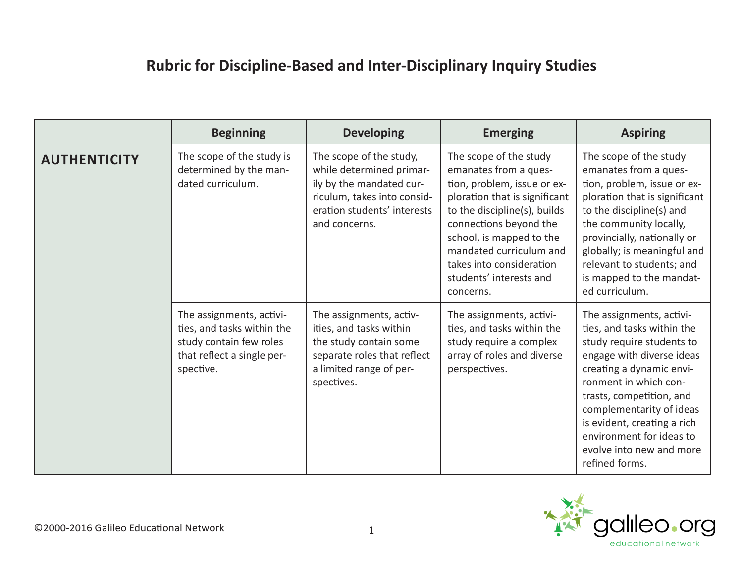# Rubric for Discipline-Based and Inter-Disciplinary Inquiry Studies

| | Beginning | Developing | Emerging | Aspiring |
|---|---|---|---|---|
| **AUTHENTICITY** | The scope of the study is determined by the mandated curriculum. | The scope of the study, while determined primarily by the mandated curriculum, takes into consideration students' interests and concerns. | The scope of the study emanates from a question, problem, issue or exploration that is significant to the discipline(s), builds connections beyond the school, is mapped to the mandated curriculum and takes into consideration students' interests and concerns. | The scope of the study emanates from a question, problem, issue or exploration that is significant to the discipline(s) and the community locally, provincially, nationally or globally; is meaningful and relevant to students; and is mapped to the mandated curriculum. |
| | The assignments, activities, and tasks within the study contain few roles that reflect a single perspective. | The assignments, activities, and tasks within the study contain some separate roles that reflect a limited range of perspectives. | The assignments, activities, and tasks within the study require a complex array of roles and diverse perspectives. | The assignments, activities, and tasks within the study require students to engage with diverse ideas creating a dynamic environment in which contrasts, competition, and complementarity of ideas is evident, creating a rich environment for ideas to evolve into new and more refined forms. |

©2000-2016 Galileo Educational Network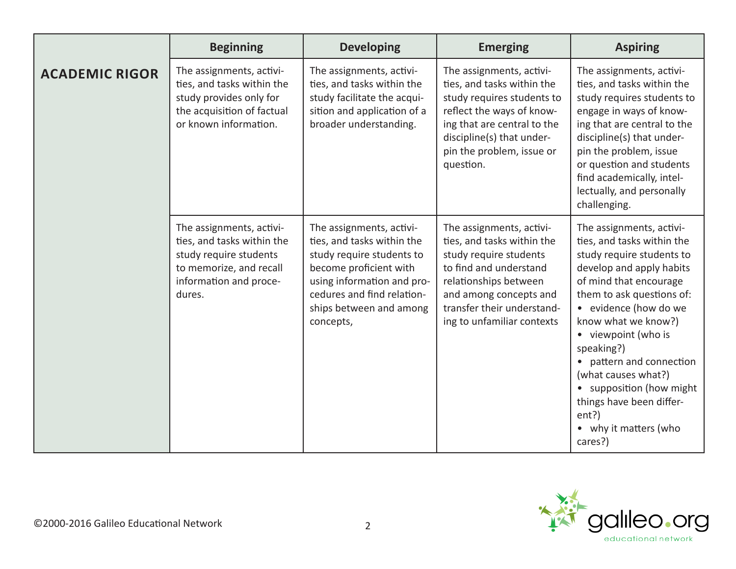| | Beginning | Developing | Emerging | Aspiring |
|---|---|---|---|---|
| **ACADEMIC RIGOR** | The assignments, activities, and tasks within the study provides only for the acquisition of factual or known information. | The assignments, activities, and tasks within the study facilitate the acquisition and application of a broader understanding. | The assignments, activities, and tasks within the study requires students to reflect the ways of knowing that are central to the discipline(s) that underpin the problem, issue or question. | The assignments, activities, and tasks within the study requires students to engage in ways of knowing that are central to the discipline(s) that underpin the problem, issue or question and students find academically, intellectually, and personally challenging. |
| | The assignments, activities, and tasks within the study require students to memorize, and recall information and procedures. | The assignments, activities, and tasks within the study require students to become proficient with using information and procedures and find relationships between and among concepts, | The assignments, activities, and tasks within the study require students to find and understand relationships between and among concepts and transfer their understanding to unfamiliar contexts | The assignments, activities, and tasks within the study require students to develop and apply habits of mind that encourage them to ask questions of: • evidence (how do we know what we know?) • viewpoint (who is speaking?) • pattern and connection (what causes what?) • supposition (how might things have been different?) • why it matters (who cares?) |

©2000-2016 Galileo Educational Network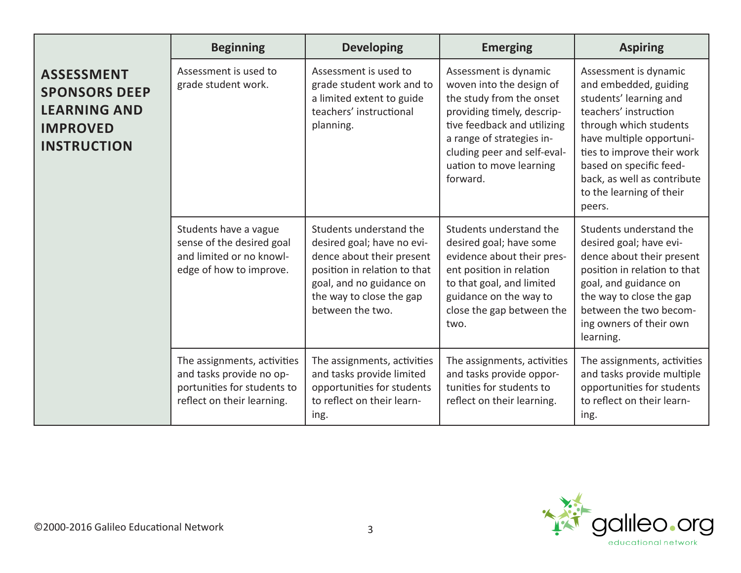| ASSESSMENT SPONSORS DEEP LEARNING AND IMPROVED INSTRUCTION | Beginning | Developing | Emerging | Aspiring |
|---|---|---|---|---|
| | Assessment is used to grade student work. | Assessment is used to grade student work and to a limited extent to guide teachers' instructional planning. | Assessment is dynamic woven into the design of the study from the onset providing timely, descriptive feedback and utilizing a range of strategies including peer and self-evaluation to move learning forward. | Assessment is dynamic and embedded, guiding students' learning and teachers' instruction through which students have multiple opportunities to improve their work based on specific feedback, as well as contribute to the learning of their peers. |
| | Students have a vague sense of the desired goal and limited or no knowledge of how to improve. | Students understand the desired goal; have no evidence about their present position in relation to that goal, and no guidance on the way to close the gap between the two. | Students understand the desired goal; have some evidence about their present position in relation to that goal, and limited guidance on the way to close the gap between the two. | Students understand the desired goal; have evidence about their present position in relation to that goal, and guidance on the way to close the gap between the two becoming owners of their own learning. |
| | The assignments, activities and tasks provide no opportunities for students to reflect on their learning. | The assignments, activities and tasks provide limited opportunities for students to reflect on their learning. | The assignments, activities and tasks provide opportunities for students to reflect on their learning. | The assignments, activities and tasks provide multiple opportunities for students to reflect on their learning. |

©2000-2016 Galileo Educational Network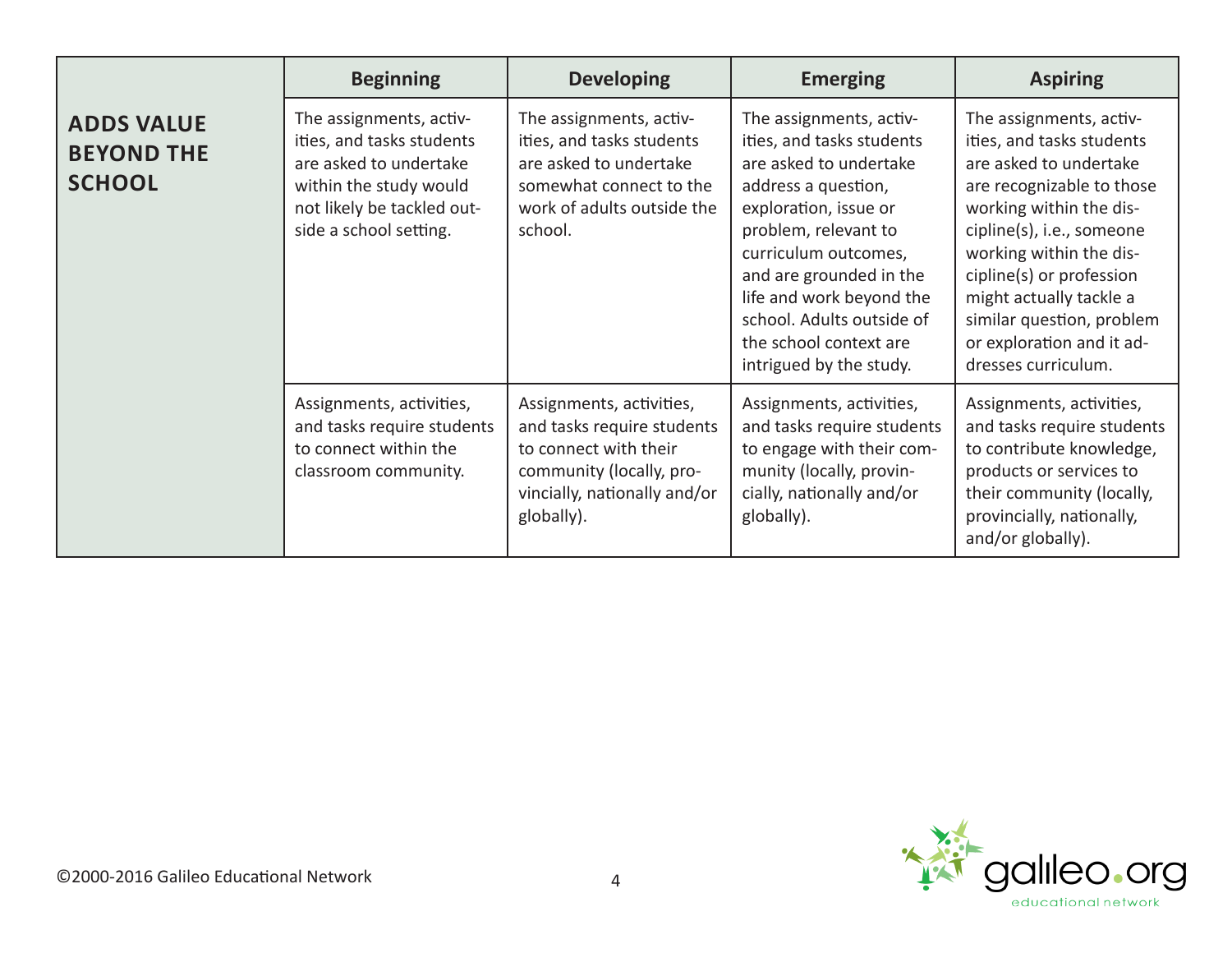| | Beginning | Developing | Emerging | Aspiring |
|---|---|---|---|---|
| **ADDS VALUE BEYOND THE SCHOOL** | The assignments, activities, and tasks students are asked to undertake within the study would not likely be tackled outside a school setting. | The assignments, activities, and tasks students are asked to undertake somewhat connect to the work of adults outside the school. | The assignments, activities, and tasks students are asked to undertake address a question, exploration, issue or problem, relevant to curriculum outcomes, and are grounded in the life and work beyond the school. Adults outside of the school context are intrigued by the study. | The assignments, activities, and tasks students are asked to undertake are recognizable to those working within the discipline(s), i.e., someone working within the discipline(s) or profession might actually tackle a similar question, problem or exploration and it addresses curriculum. |
| | Assignments, activities, and tasks require students to connect within the classroom community. | Assignments, activities, and tasks require students to connect with their community (locally, provincially, nationally and/or globally). | Assignments, activities, and tasks require students to engage with their community (locally, provincially, nationally and/or globally). | Assignments, activities, and tasks require students to contribute knowledge, products or services to their community (locally, provincially, nationally, and/or globally). |

©2000-2016 Galileo Educational Network

galileo.org educational network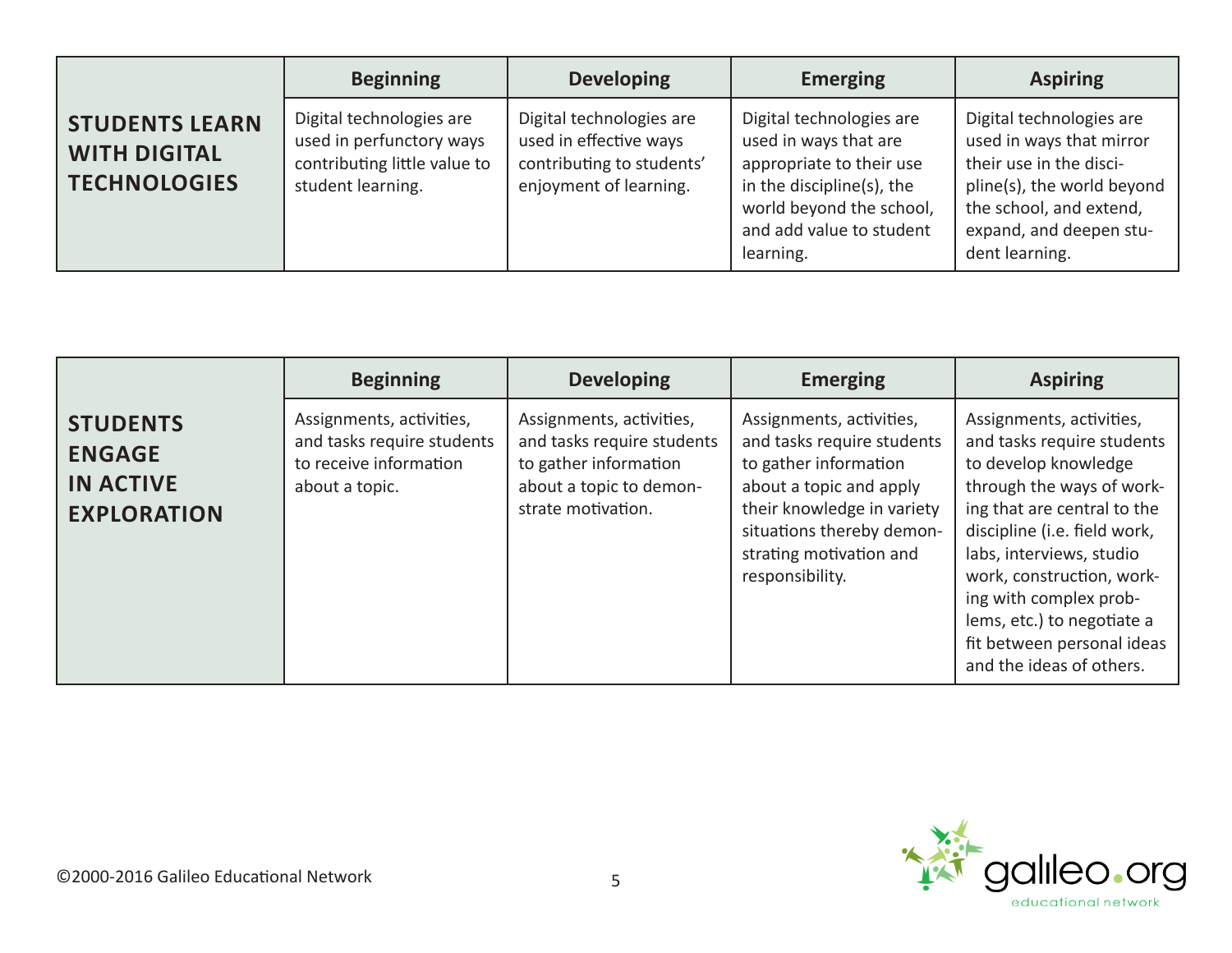| STUDENTS LEARN WITH DIGITAL TECHNOLOGIES | Beginning | Developing | Emerging | Aspiring |
|---|---|---|---|---|
| | Digital technologies are used in perfunctory ways contributing little value to student learning. | Digital technologies are used in effective ways contributing to students' enjoyment of learning. | Digital technologies are used in ways that are appropriate to their use in the discipline(s), the world beyond the school, and add value to student learning. | Digital technologies are used in ways that mirror their use in the discipline(s), the world beyond the school, and extend, expand, and deepen student learning. |

| STUDENTS ENGAGE IN ACTIVE EXPLORATION | Beginning | Developing | Emerging | Aspiring |
|---|---|---|---|---|
| | Assignments, activities, and tasks require students to receive information about a topic. | Assignments, activities, and tasks require students to gather information about a topic to demonstrate motivation. | Assignments, activities, and tasks require students to gather information about a topic and apply their knowledge in variety situations thereby demonstrating motivation and responsibility. | Assignments, activities, and tasks require students to develop knowledge through the ways of working that are central to the discipline (i.e. field work, labs, interviews, studio work, construction, working with complex problems, etc.) to negotiate a fit between personal ideas and the ideas of others. |

©2000-2016 Galileo Educational Network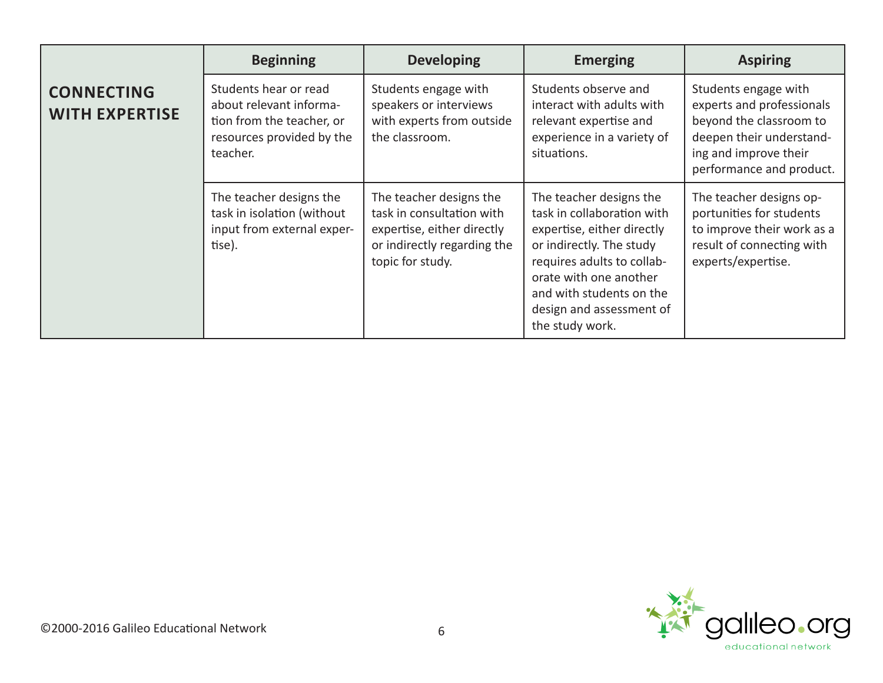| | Beginning | Developing | Emerging | Aspiring |
|---|---|---|---|---|
| **CONNECTING WITH EXPERTISE** | Students hear or read about relevant information from the teacher, or resources provided by the teacher. | Students engage with speakers or interviews with experts from outside the classroom. | Students observe and interact with adults with relevant expertise and experience in a variety of situations. | Students engage with experts and professionals beyond the classroom to deepen their understanding and improve their performance and product. |
| | The teacher designs the task in isolation (without input from external expertise). | The teacher designs the task in consultation with expertise, either directly or indirectly regarding the topic for study. | The teacher designs the task in collaboration with expertise, either directly or indirectly. The study requires adults to collaborate with one another and with students on the design and assessment of the study work. | The teacher designs opportunities for students to improve their work as a result of connecting with experts/expertise. |

©2000-2016 Galileo Educational Network

galileo.org educational network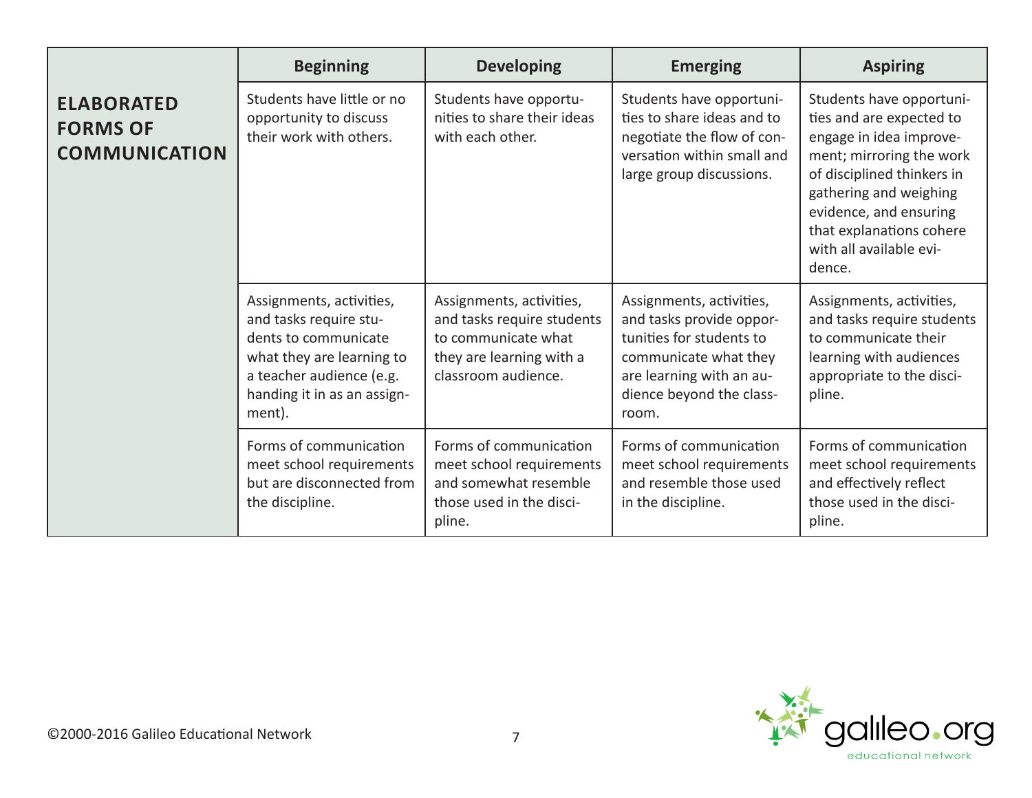| | Beginning | Developing | Emerging | Aspiring |
|---|---|---|---|---|
| **ELABORATED FORMS OF COMMUNICATION** | Students have little or no opportunity to discuss their work with others. | Students have opportunities to share their ideas with each other. | Students have opportunities to share ideas and to negotiate the flow of conversation within small and large group discussions. | Students have opportunities and are expected to engage in idea improvement; mirroring the work of disciplined thinkers in gathering and weighing evidence, and ensuring that explanations cohere with all available evidence. |
| | Assignments, activities, and tasks require students to communicate what they are learning to a teacher audience (e.g. handing it in as an assignment). | Assignments, activities, and tasks require students to communicate what they are learning with a classroom audience. | Assignments, activities, and tasks provide opportunities for students to communicate what they are learning with an audience beyond the classroom. | Assignments, activities, and tasks require students to communicate their learning with audiences appropriate to the discipline. |
| | Forms of communication meet school requirements but are disconnected from the discipline. | Forms of communication meet school requirements and somewhat resemble those used in the discipline. | Forms of communication meet school requirements and resemble those used in the discipline. | Forms of communication meet school requirements and effectively reflect those used in the discipline. |

©2000-2016 Galileo Educational Network

galileo.org
educational network